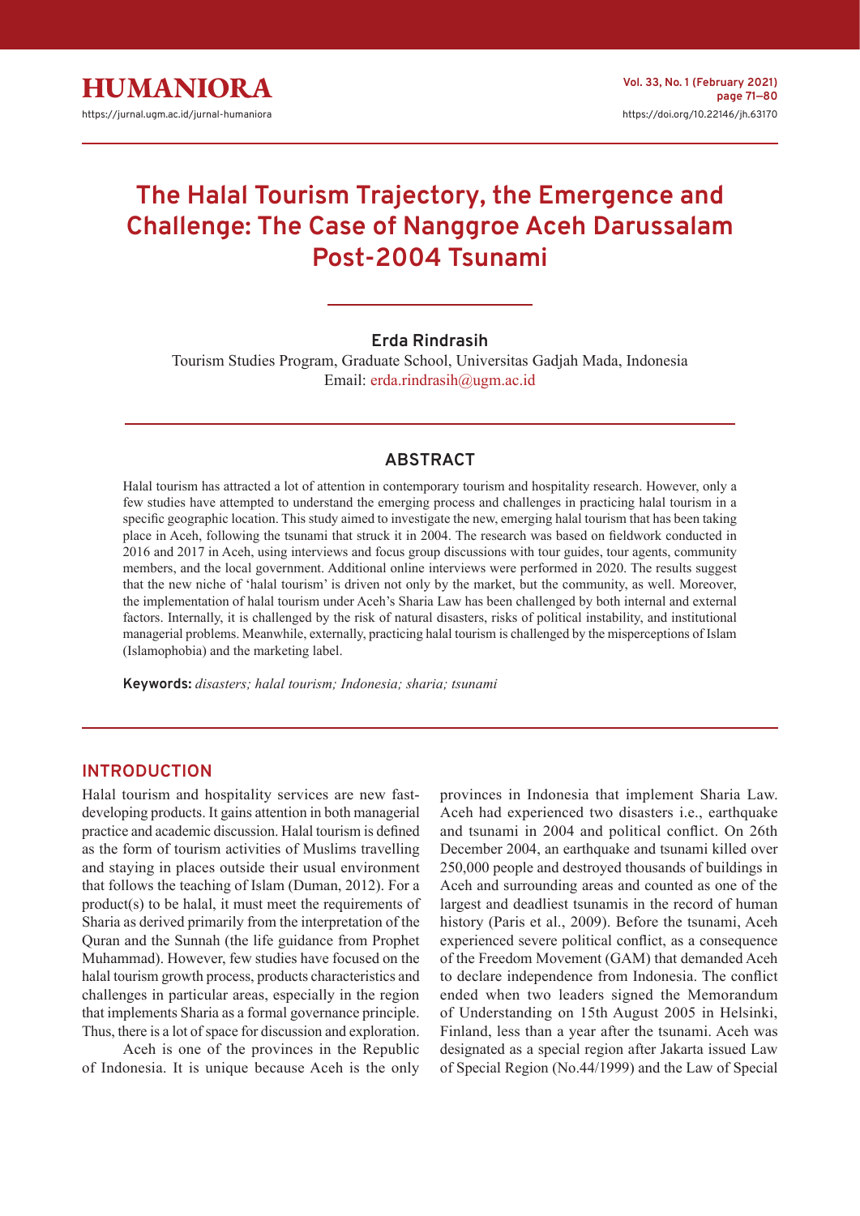# The Halal Tourism Trajectory, the Emergence and Challenge: The Case of Nanggroe Aceh Darussalam Post-2004 Tsunami

**Erda Rindrasih**

Tourism Studies Program, Graduate School, Universitas Gadjah Mada, Indonesia
Email: erda.rindrasih@ugm.ac.id

## ABSTRACT

Halal tourism has attracted a lot of attention in contemporary tourism and hospitality research. However, only a few studies have attempted to understand the emerging process and challenges in practicing halal tourism in a specific geographic location. This study aimed to investigate the new, emerging halal tourism that has been taking place in Aceh, following the tsunami that struck it in 2004. The research was based on fieldwork conducted in 2016 and 2017 in Aceh, using interviews and focus group discussions with tour guides, tour agents, community members, and the local government. Additional online interviews were performed in 2020. The results suggest that the new niche of 'halal tourism' is driven not only by the market, but the community, as well. Moreover, the implementation of halal tourism under Aceh's Sharia Law has been challenged by both internal and external factors. Internally, it is challenged by the risk of natural disasters, risks of political instability, and institutional managerial problems. Meanwhile, externally, practicing halal tourism is challenged by the misperceptions of Islam (Islamophobia) and the marketing label.

**Keywords:** *disasters; halal tourism; Indonesia; sharia; tsunami*

## INTRODUCTION

Halal tourism and hospitality services are new fast-developing products. It gains attention in both managerial practice and academic discussion. Halal tourism is defined as the form of tourism activities of Muslims travelling and staying in places outside their usual environment that follows the teaching of Islam (Duman, 2012). For a product(s) to be halal, it must meet the requirements of Sharia as derived primarily from the interpretation of the Quran and the Sunnah (the life guidance from Prophet Muhammad). However, few studies have focused on the halal tourism growth process, products characteristics and challenges in particular areas, especially in the region that implements Sharia as a formal governance principle. Thus, there is a lot of space for discussion and exploration.

Aceh is one of the provinces in the Republic of Indonesia. It is unique because Aceh is the only provinces in Indonesia that implement Sharia Law. Aceh had experienced two disasters i.e., earthquake and tsunami in 2004 and political conflict. On 26th December 2004, an earthquake and tsunami killed over 250,000 people and destroyed thousands of buildings in Aceh and surrounding areas and counted as one of the largest and deadliest tsunamis in the record of human history (Paris et al., 2009). Before the tsunami, Aceh experienced severe political conflict, as a consequence of the Freedom Movement (GAM) that demanded Aceh to declare independence from Indonesia. The conflict ended when two leaders signed the Memorandum of Understanding on 15th August 2005 in Helsinki, Finland, less than a year after the tsunami. Aceh was designated as a special region after Jakarta issued Law of Special Region (No.44/1999) and the Law of Special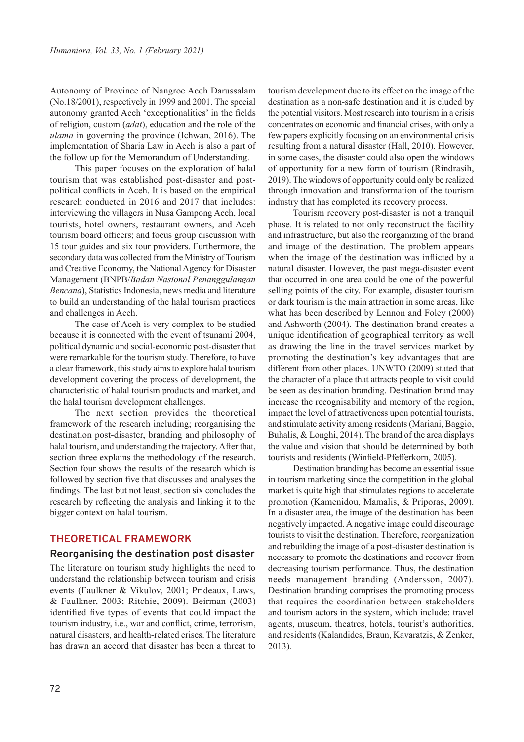Autonomy of Province of Nangroe Aceh Darussalam (No.18/2001), respectively in 1999 and 2001. The special autonomy granted Aceh 'exceptionalities' in the fields of religion, custom (*adat*), education and the role of the *ulama* in governing the province (Ichwan, 2016). The implementation of Sharia Law in Aceh is also a part of the follow up for the Memorandum of Understanding.

This paper focuses on the exploration of halal tourism that was established post-disaster and post-political conflicts in Aceh. It is based on the empirical research conducted in 2016 and 2017 that includes: interviewing the villagers in Nusa Gampong Aceh, local tourists, hotel owners, restaurant owners, and Aceh tourism board officers; and focus group discussion with 15 tour guides and six tour providers. Furthermore, the secondary data was collected from the Ministry of Tourism and Creative Economy, the National Agency for Disaster Management (BNPB/*Badan Nasional Penanggulangan Bencana*), Statistics Indonesia, news media and literature to build an understanding of the halal tourism practices and challenges in Aceh.

The case of Aceh is very complex to be studied because it is connected with the event of tsunami 2004, political dynamic and social-economic post-disaster that were remarkable for the tourism study. Therefore, to have a clear framework, this study aims to explore halal tourism development covering the process of development, the characteristic of halal tourism products and market, and the halal tourism development challenges.

The next section provides the theoretical framework of the research including; reorganising the destination post-disaster, branding and philosophy of halal tourism, and understanding the trajectory. After that, section three explains the methodology of the research. Section four shows the results of the research which is followed by section five that discusses and analyses the findings. The last but not least, section six concludes the research by reflecting the analysis and linking it to the bigger context on halal tourism.

## THEORETICAL FRAMEWORK

### Reorganising the destination post disaster

The literature on tourism study highlights the need to understand the relationship between tourism and crisis events (Faulkner & Vikulov, 2001; Prideaux, Laws, & Faulkner, 2003; Ritchie, 2009). Beirman (2003) identified five types of events that could impact the tourism industry, i.e., war and conflict, crime, terrorism, natural disasters, and health-related crises. The literature has drawn an accord that disaster has been a threat to tourism development due to its effect on the image of the destination as a non-safe destination and it is eluded by the potential visitors. Most research into tourism in a crisis concentrates on economic and financial crises, with only a few papers explicitly focusing on an environmental crisis resulting from a natural disaster (Hall, 2010). However, in some cases, the disaster could also open the windows of opportunity for a new form of tourism (Rindrasih, 2019). The windows of opportunity could only be realized through innovation and transformation of the tourism industry that has completed its recovery process.

Tourism recovery post-disaster is not a tranquil phase. It is related to not only reconstruct the facility and infrastructure, but also the reorganizing of the brand and image of the destination. The problem appears when the image of the destination was inflicted by a natural disaster. However, the past mega-disaster event that occurred in one area could be one of the powerful selling points of the city. For example, disaster tourism or dark tourism is the main attraction in some areas, like what has been described by Lennon and Foley (2000) and Ashworth (2004). The destination brand creates a unique identification of geographical territory as well as drawing the line in the travel services market by promoting the destination's key advantages that are different from other places. UNWTO (2009) stated that the character of a place that attracts people to visit could be seen as destination branding. Destination brand may increase the recognisability and memory of the region, impact the level of attractiveness upon potential tourists, and stimulate activity among residents (Mariani, Baggio, Buhalis, & Longhi, 2014). The brand of the area displays the value and vision that should be determined by both tourists and residents (Winfield-Pfefferkorn, 2005).

Destination branding has become an essential issue in tourism marketing since the competition in the global market is quite high that stimulates regions to accelerate promotion (Kamenidou, Mamalis, & Priporas, 2009). In a disaster area, the image of the destination has been negatively impacted. A negative image could discourage tourists to visit the destination. Therefore, reorganization and rebuilding the image of a post-disaster destination is necessary to promote the destinations and recover from decreasing tourism performance. Thus, the destination needs management branding (Andersson, 2007). Destination branding comprises the promoting process that requires the coordination between stakeholders and tourism actors in the system, which include: travel agents, museum, theatres, hotels, tourist's authorities, and residents (Kalandides, Braun, Kavaratzis, & Zenker, 2013).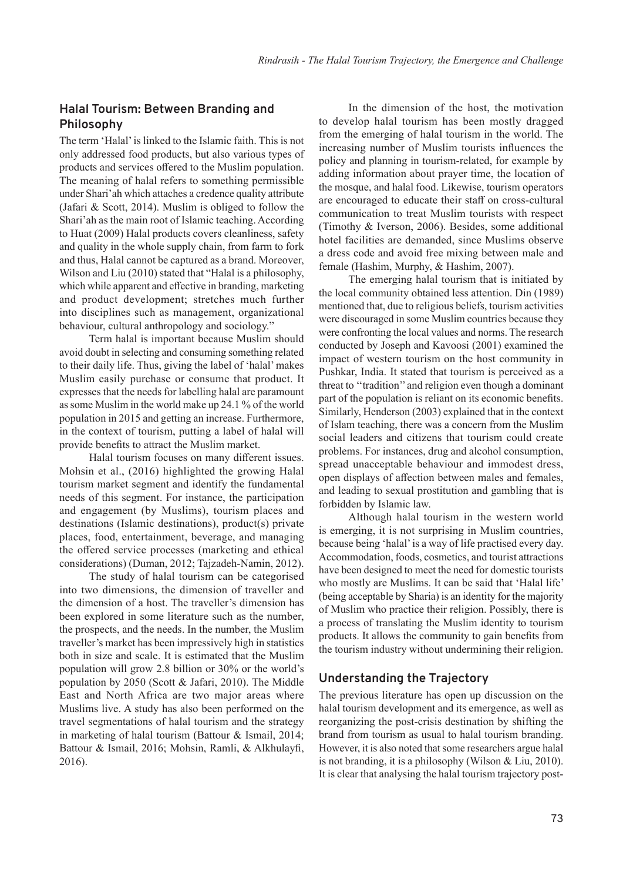## Halal Tourism: Between Branding and Philosophy

The term 'Halal' is linked to the Islamic faith. This is not only addressed food products, but also various types of products and services offered to the Muslim population. The meaning of halal refers to something permissible under Shari'ah which attaches a credence quality attribute (Jafari & Scott, 2014). Muslim is obliged to follow the Shari'ah as the main root of Islamic teaching. According to Huat (2009) Halal products covers cleanliness, safety and quality in the whole supply chain, from farm to fork and thus, Halal cannot be captured as a brand. Moreover, Wilson and Liu (2010) stated that "Halal is a philosophy, which while apparent and effective in branding, marketing and product development; stretches much further into disciplines such as management, organizational behaviour, cultural anthropology and sociology."

Term halal is important because Muslim should avoid doubt in selecting and consuming something related to their daily life. Thus, giving the label of 'halal' makes Muslim easily purchase or consume that product. It expresses that the needs for labelling halal are paramount as some Muslim in the world make up 24.1 % of the world population in 2015 and getting an increase. Furthermore, in the context of tourism, putting a label of halal will provide benefits to attract the Muslim market.

Halal tourism focuses on many different issues. Mohsin et al., (2016) highlighted the growing Halal tourism market segment and identify the fundamental needs of this segment. For instance, the participation and engagement (by Muslims), tourism places and destinations (Islamic destinations), product(s) private places, food, entertainment, beverage, and managing the offered service processes (marketing and ethical considerations) (Duman, 2012; Tajzadeh-Namin, 2012).

The study of halal tourism can be categorised into two dimensions, the dimension of traveller and the dimension of a host. The traveller's dimension has been explored in some literature such as the number, the prospects, and the needs. In the number, the Muslim traveller's market has been impressively high in statistics both in size and scale. It is estimated that the Muslim population will grow 2.8 billion or 30% or the world's population by 2050 (Scott & Jafari, 2010). The Middle East and North Africa are two major areas where Muslims live. A study has also been performed on the travel segmentations of halal tourism and the strategy in marketing of halal tourism (Battour & Ismail, 2014; Battour & Ismail, 2016; Mohsin, Ramli, & Alkhulayfi, 2016).

In the dimension of the host, the motivation to develop halal tourism has been mostly dragged from the emerging of halal tourism in the world. The increasing number of Muslim tourists influences the policy and planning in tourism-related, for example by adding information about prayer time, the location of the mosque, and halal food. Likewise, tourism operators are encouraged to educate their staff on cross-cultural communication to treat Muslim tourists with respect (Timothy & Iverson, 2006). Besides, some additional hotel facilities are demanded, since Muslims observe a dress code and avoid free mixing between male and female (Hashim, Murphy, & Hashim, 2007).

The emerging halal tourism that is initiated by the local community obtained less attention. Din (1989) mentioned that, due to religious beliefs, tourism activities were discouraged in some Muslim countries because they were confronting the local values and norms. The research conducted by Joseph and Kavoosi (2001) examined the impact of western tourism on the host community in Pushkar, India. It stated that tourism is perceived as a threat to "tradition" and religion even though a dominant part of the population is reliant on its economic benefits. Similarly, Henderson (2003) explained that in the context of Islam teaching, there was a concern from the Muslim social leaders and citizens that tourism could create problems. For instances, drug and alcohol consumption, spread unacceptable behaviour and immodest dress, open displays of affection between males and females, and leading to sexual prostitution and gambling that is forbidden by Islamic law.

Although halal tourism in the western world is emerging, it is not surprising in Muslim countries, because being 'halal' is a way of life practised every day. Accommodation, foods, cosmetics, and tourist attractions have been designed to meet the need for domestic tourists who mostly are Muslims. It can be said that 'Halal life' (being acceptable by Sharia) is an identity for the majority of Muslim who practice their religion. Possibly, there is a process of translating the Muslim identity to tourism products. It allows the community to gain benefits from the tourism industry without undermining their religion.

## Understanding the Trajectory

The previous literature has open up discussion on the halal tourism development and its emergence, as well as reorganizing the post-crisis destination by shifting the brand from tourism as usual to halal tourism branding. However, it is also noted that some researchers argue halal is not branding, it is a philosophy (Wilson & Liu, 2010). It is clear that analysing the halal tourism trajectory post-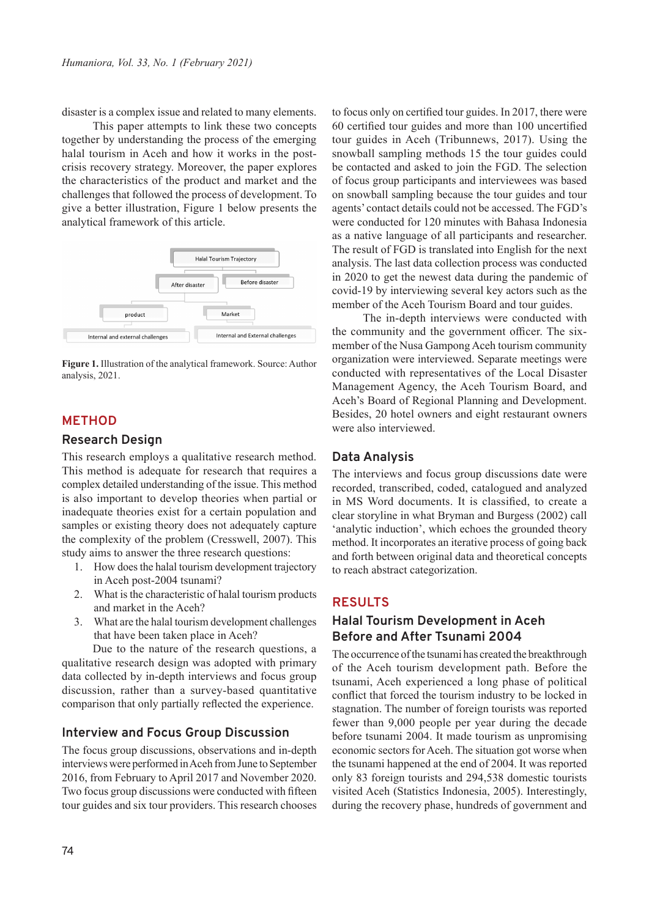disaster is a complex issue and related to many elements.

This paper attempts to link these two concepts together by understanding the process of the emerging halal tourism in Aceh and how it works in the post-crisis recovery strategy. Moreover, the paper explores the characteristics of the product and market and the challenges that followed the process of development. To give a better illustration, Figure 1 below presents the analytical framework of this article.

Halal Tourism Trajectory

After disaster | Before disaster

product | Market

Internal and external challenges | Internal and External challenges

**Figure 1.** Illustration of the analytical framework. Source: Author analysis, 2021.

# METHOD

## Research Design

This research employs a qualitative research method. This method is adequate for research that requires a complex detailed understanding of the issue. This method is also important to develop theories when partial or inadequate theories exist for a certain population and samples or existing theory does not adequately capture the complexity of the problem (Cresswell, 2007). This study aims to answer the three research questions:

1. How does the halal tourism development trajectory in Aceh post-2004 tsunami?
2. What is the characteristic of halal tourism products and market in the Aceh?
3. What are the halal tourism development challenges that have been taken place in Aceh?

Due to the nature of the research questions, a qualitative research design was adopted with primary data collected by in-depth interviews and focus group discussion, rather than a survey-based quantitative comparison that only partially reflected the experience.

## Interview and Focus Group Discussion

The focus group discussions, observations and in-depth interviews were performed in Aceh from June to September 2016, from February to April 2017 and November 2020. Two focus group discussions were conducted with fifteen tour guides and six tour providers. This research chooses to focus only on certified tour guides. In 2017, there were 60 certified tour guides and more than 100 uncertified tour guides in Aceh (Tribunnews, 2017). Using the snowball sampling methods 15 the tour guides could be contacted and asked to join the FGD. The selection of focus group participants and interviewees was based on snowball sampling because the tour guides and tour agents' contact details could not be accessed. The FGD's were conducted for 120 minutes with Bahasa Indonesia as a native language of all participants and researcher. The result of FGD is translated into English for the next analysis. The last data collection process was conducted in 2020 to get the newest data during the pandemic of covid-19 by interviewing several key actors such as the member of the Aceh Tourism Board and tour guides.

The in-depth interviews were conducted with the community and the government officer. The six-member of the Nusa Gampong Aceh tourism community organization were interviewed. Separate meetings were conducted with representatives of the Local Disaster Management Agency, the Aceh Tourism Board, and Aceh's Board of Regional Planning and Development. Besides, 20 hotel owners and eight restaurant owners were also interviewed.

## Data Analysis

The interviews and focus group discussions date were recorded, transcribed, coded, catalogued and analyzed in MS Word documents. It is classified, to create a clear storyline in what Bryman and Burgess (2002) call 'analytic induction', which echoes the grounded theory method. It incorporates an iterative process of going back and forth between original data and theoretical concepts to reach abstract categorization.

# RESULTS

## Halal Tourism Development in Aceh Before and After Tsunami 2004

The occurrence of the tsunami has created the breakthrough of the Aceh tourism development path. Before the tsunami, Aceh experienced a long phase of political conflict that forced the tourism industry to be locked in stagnation. The number of foreign tourists was reported fewer than 9,000 people per year during the decade before tsunami 2004. It made tourism as unpromising economic sectors for Aceh. The situation got worse when the tsunami happened at the end of 2004. It was reported only 83 foreign tourists and 294,538 domestic tourists visited Aceh (Statistics Indonesia, 2005). Interestingly, during the recovery phase, hundreds of government and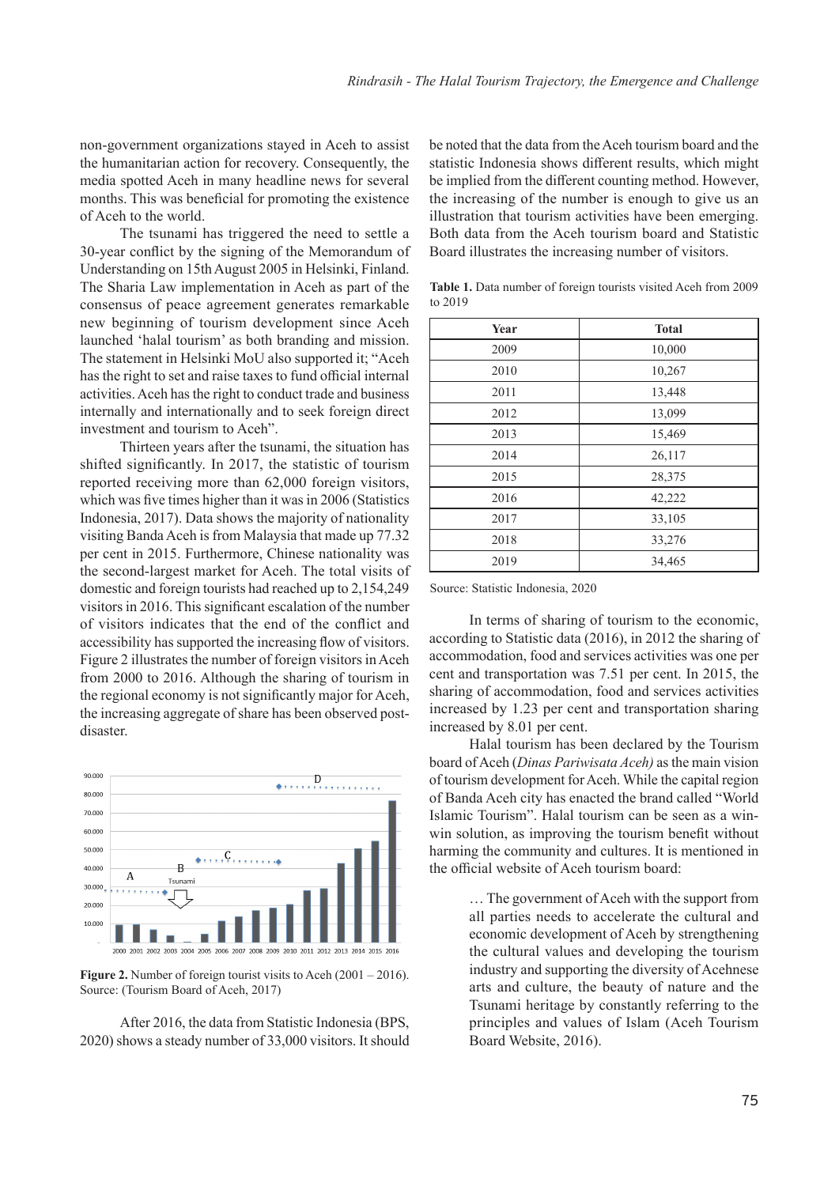non-government organizations stayed in Aceh to assist the humanitarian action for recovery. Consequently, the media spotted Aceh in many headline news for several months. This was beneficial for promoting the existence of Aceh to the world.

The tsunami has triggered the need to settle a 30-year conflict by the signing of the Memorandum of Understanding on 15th August 2005 in Helsinki, Finland. The Sharia Law implementation in Aceh as part of the consensus of peace agreement generates remarkable new beginning of tourism development since Aceh launched 'halal tourism' as both branding and mission. The statement in Helsinki MoU also supported it; "Aceh has the right to set and raise taxes to fund official internal activities. Aceh has the right to conduct trade and business internally and internationally and to seek foreign direct investment and tourism to Aceh".

Thirteen years after the tsunami, the situation has shifted significantly. In 2017, the statistic of tourism reported receiving more than 62,000 foreign visitors, which was five times higher than it was in 2006 (Statistics Indonesia, 2017). Data shows the majority of nationality visiting Banda Aceh is from Malaysia that made up 77.32 per cent in 2015. Furthermore, Chinese nationality was the second-largest market for Aceh. The total visits of domestic and foreign tourists had reached up to 2,154,249 visitors in 2016. This significant escalation of the number of visitors indicates that the end of the conflict and accessibility has supported the increasing flow of visitors. Figure 2 illustrates the number of foreign visitors in Aceh from 2000 to 2016. Although the sharing of tourism in the regional economy is not significantly major for Aceh, the increasing aggregate of share has been observed post-disaster.

**Figure 2.** Number of foreign tourist visits to Aceh (2001 – 2016). Source: (Tourism Board of Aceh, 2017)

After 2016, the data from Statistic Indonesia (BPS, 2020) shows a steady number of 33,000 visitors. It should be noted that the data from the Aceh tourism board and the statistic Indonesia shows different results, which might be implied from the different counting method. However, the increasing of the number is enough to give us an illustration that tourism activities have been emerging. Both data from the Aceh tourism board and Statistic Board illustrates the increasing number of visitors.

**Table 1.** Data number of foreign tourists visited Aceh from 2009 to 2019

| Year | Total |
|---|---|
| 2009 | 10,000 |
| 2010 | 10,267 |
| 2011 | 13,448 |
| 2012 | 13,099 |
| 2013 | 15,469 |
| 2014 | 26,117 |
| 2015 | 28,375 |
| 2016 | 42,222 |
| 2017 | 33,105 |
| 2018 | 33,276 |
| 2019 | 34,465 |

Source: Statistic Indonesia, 2020

In terms of sharing of tourism to the economic, according to Statistic data (2016), in 2012 the sharing of accommodation, food and services activities was one per cent and transportation was 7.51 per cent. In 2015, the sharing of accommodation, food and services activities increased by 1.23 per cent and transportation sharing increased by 8.01 per cent.

Halal tourism has been declared by the Tourism board of Aceh (*Dinas Pariwisata Aceh)* as the main vision of tourism development for Aceh. While the capital region of Banda Aceh city has enacted the brand called "World Islamic Tourism". Halal tourism can be seen as a win-win solution, as improving the tourism benefit without harming the community and cultures. It is mentioned in the official website of Aceh tourism board:

> … The government of Aceh with the support from all parties needs to accelerate the cultural and economic development of Aceh by strengthening the cultural values and developing the tourism industry and supporting the diversity of Acehnese arts and culture, the beauty of nature and the Tsunami heritage by constantly referring to the principles and values of Islam (Aceh Tourism Board Website, 2016).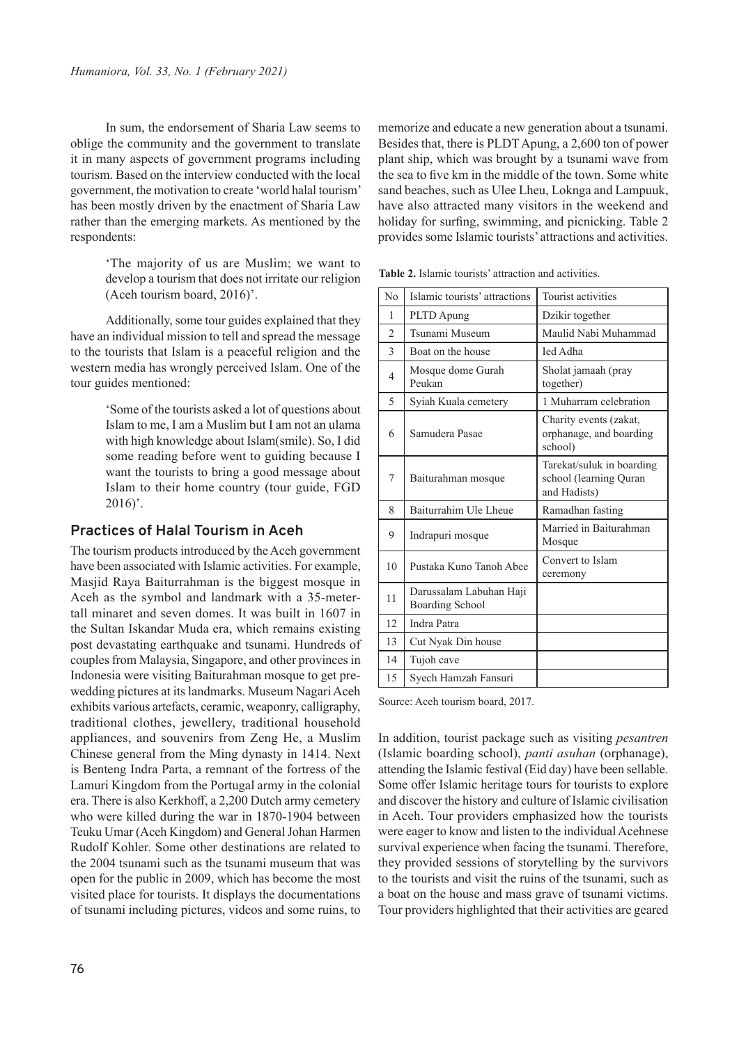In sum, the endorsement of Sharia Law seems to oblige the community and the government to translate it in many aspects of government programs including tourism. Based on the interview conducted with the local government, the motivation to create 'world halal tourism' has been mostly driven by the enactment of Sharia Law rather than the emerging markets. As mentioned by the respondents:

> 'The majority of us are Muslim; we want to develop a tourism that does not irritate our religion (Aceh tourism board, 2016)'.

Additionally, some tour guides explained that they have an individual mission to tell and spread the message to the tourists that Islam is a peaceful religion and the western media has wrongly perceived Islam. One of the tour guides mentioned:

> 'Some of the tourists asked a lot of questions about Islam to me, I am a Muslim but I am not an ulama with high knowledge about Islam(smile). So, I did some reading before went to guiding because I want the tourists to bring a good message about Islam to their home country (tour guide, FGD 2016)'.

## Practices of Halal Tourism in Aceh

The tourism products introduced by the Aceh government have been associated with Islamic activities. For example, Masjid Raya Baiturrahman is the biggest mosque in Aceh as the symbol and landmark with a 35-meter-tall minaret and seven domes. It was built in 1607 in the Sultan Iskandar Muda era, which remains existing post devastating earthquake and tsunami. Hundreds of couples from Malaysia, Singapore, and other provinces in Indonesia were visiting Baiturahman mosque to get pre-wedding pictures at its landmarks. Museum Nagari Aceh exhibits various artefacts, ceramic, weaponry, calligraphy, traditional clothes, jewellery, traditional household appliances, and souvenirs from Zeng He, a Muslim Chinese general from the Ming dynasty in 1414. Next is Benteng Indra Parta, a remnant of the fortress of the Lamuri Kingdom from the Portugal army in the colonial era. There is also Kerkhoff, a 2,200 Dutch army cemetery who were killed during the war in 1870-1904 between Teuku Umar (Aceh Kingdom) and General Johan Harmen Rudolf Kohler. Some other destinations are related to the 2004 tsunami such as the tsunami museum that was open for the public in 2009, which has become the most visited place for tourists. It displays the documentations of tsunami including pictures, videos and some ruins, to memorize and educate a new generation about a tsunami. Besides that, there is PLDT Apung, a 2,600 ton of power plant ship, which was brought by a tsunami wave from the sea to five km in the middle of the town. Some white sand beaches, such as Ulee Lheu, Lokngа and Lampuuk, have also attracted many visitors in the weekend and holiday for surfing, swimming, and picnicking. Table 2 provides some Islamic tourists' attractions and activities.

**Table 2.** Islamic tourists' attraction and activities.

| No | Islamic tourists' attractions | Tourist activities |
|---|---|---|
| 1 | PLTD Apung | Dzikir together |
| 2 | Tsunami Museum | Maulid Nabi Muhammad |
| 3 | Boat on the house | Ied Adha |
| 4 | Mosque dome Gurah Peukan | Sholat jamaah (pray together) |
| 5 | Syiah Kuala cemetery | 1 Muharram celebration |
| 6 | Samudera Pasae | Charity events (zakat, orphanage, and boarding school) |
| 7 | Baiturahman mosque | Tarekat/suluk in boarding school (learning Quran and Hadists) |
| 8 | Baiturrahim Ule Lheue | Ramadhan fasting |
| 9 | Indrapuri mosque | Married in Baiturahman Mosque |
| 10 | Pustaka Kuno Tanoh Abee | Convert to Islam ceremony |
| 11 | Darussalam Labuhan Haji Boarding School | |
| 12 | Indra Patra | |
| 13 | Cut Nyak Din house | |
| 14 | Tujoh cave | |
| 15 | Syech Hamzah Fansuri | |

Source: Aceh tourism board, 2017.

In addition, tourist package such as visiting *pesantren* (Islamic boarding school), *panti asuhan* (orphanage), attending the Islamic festival (Eid day) have been sellable. Some offer Islamic heritage tours for tourists to explore and discover the history and culture of Islamic civilisation in Aceh. Tour providers emphasized how the tourists were eager to know and listen to the individual Acehnese survival experience when facing the tsunami. Therefore, they provided sessions of storytelling by the survivors to the tourists and visit the ruins of the tsunami, such as a boat on the house and mass grave of tsunami victims. Tour providers highlighted that their activities are geared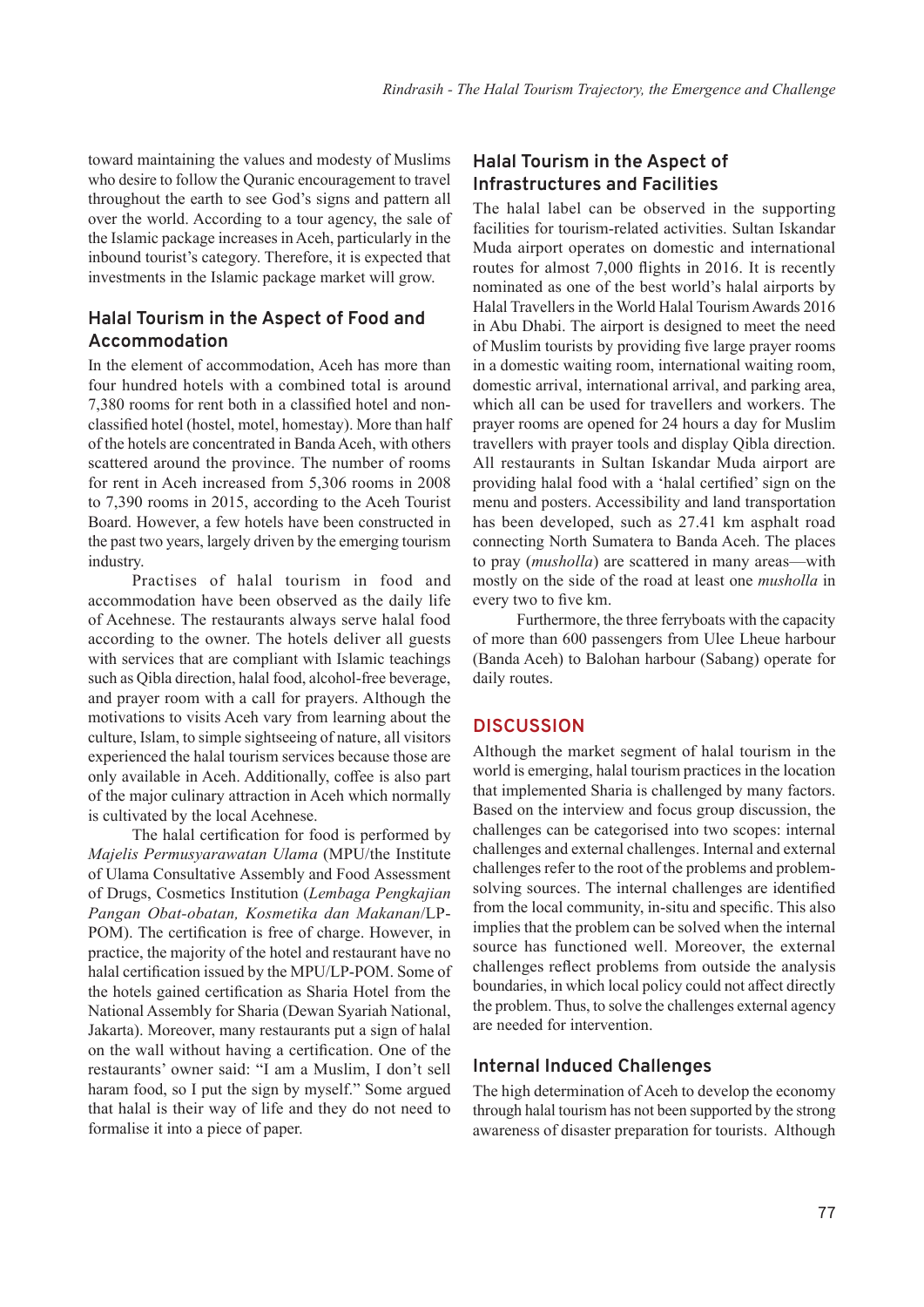toward maintaining the values and modesty of Muslims who desire to follow the Quranic encouragement to travel throughout the earth to see God's signs and pattern all over the world. According to a tour agency, the sale of the Islamic package increases in Aceh, particularly in the inbound tourist's category. Therefore, it is expected that investments in the Islamic package market will grow.

### Halal Tourism in the Aspect of Food and Accommodation

In the element of accommodation, Aceh has more than four hundred hotels with a combined total is around 7,380 rooms for rent both in a classified hotel and non-classified hotel (hostel, motel, homestay). More than half of the hotels are concentrated in Banda Aceh, with others scattered around the province. The number of rooms for rent in Aceh increased from 5,306 rooms in 2008 to 7,390 rooms in 2015, according to the Aceh Tourist Board. However, a few hotels have been constructed in the past two years, largely driven by the emerging tourism industry.

Practises of halal tourism in food and accommodation have been observed as the daily life of Acehnese. The restaurants always serve halal food according to the owner. The hotels deliver all guests with services that are compliant with Islamic teachings such as Qibla direction, halal food, alcohol-free beverage, and prayer room with a call for prayers. Although the motivations to visits Aceh vary from learning about the culture, Islam, to simple sightseeing of nature, all visitors experienced the halal tourism services because those are only available in Aceh. Additionally, coffee is also part of the major culinary attraction in Aceh which normally is cultivated by the local Acehnese.

The halal certification for food is performed by *Majelis Permusyarawatan Ulama* (MPU/the Institute of Ulama Consultative Assembly and Food Assessment of Drugs, Cosmetics Institution (*Lembaga Pengkajian Pangan Obat-obatan, Kosmetika dan Makanan*/LP-POM). The certification is free of charge. However, in practice, the majority of the hotel and restaurant have no halal certification issued by the MPU/LP-POM. Some of the hotels gained certification as Sharia Hotel from the National Assembly for Sharia (Dewan Syariah National, Jakarta). Moreover, many restaurants put a sign of halal on the wall without having a certification. One of the restaurants' owner said: "I am a Muslim, I don't sell haram food, so I put the sign by myself." Some argued that halal is their way of life and they do not need to formalise it into a piece of paper.

### Halal Tourism in the Aspect of Infrastructures and Facilities

The halal label can be observed in the supporting facilities for tourism-related activities. Sultan Iskandar Muda airport operates on domestic and international routes for almost 7,000 flights in 2016. It is recently nominated as one of the best world's halal airports by Halal Travellers in the World Halal Tourism Awards 2016 in Abu Dhabi. The airport is designed to meet the need of Muslim tourists by providing five large prayer rooms in a domestic waiting room, international waiting room, domestic arrival, international arrival, and parking area, which all can be used for travellers and workers. The prayer rooms are opened for 24 hours a day for Muslim travellers with prayer tools and display Qibla direction. All restaurants in Sultan Iskandar Muda airport are providing halal food with a 'halal certified' sign on the menu and posters. Accessibility and land transportation has been developed, such as 27.41 km asphalt road connecting North Sumatera to Banda Aceh. The places to pray (*musholla*) are scattered in many areas—with mostly on the side of the road at least one *musholla* in every two to five km.

Furthermore, the three ferryboats with the capacity of more than 600 passengers from Ulee Lheue harbour (Banda Aceh) to Balohan harbour (Sabang) operate for daily routes.

## DISCUSSION

Although the market segment of halal tourism in the world is emerging, halal tourism practices in the location that implemented Sharia is challenged by many factors. Based on the interview and focus group discussion, the challenges can be categorised into two scopes: internal challenges and external challenges. Internal and external challenges refer to the root of the problems and problem-solving sources. The internal challenges are identified from the local community, in-situ and specific. This also implies that the problem can be solved when the internal source has functioned well. Moreover, the external challenges reflect problems from outside the analysis boundaries, in which local policy could not affect directly the problem. Thus, to solve the challenges external agency are needed for intervention.

### Internal Induced Challenges

The high determination of Aceh to develop the economy through halal tourism has not been supported by the strong awareness of disaster preparation for tourists. Although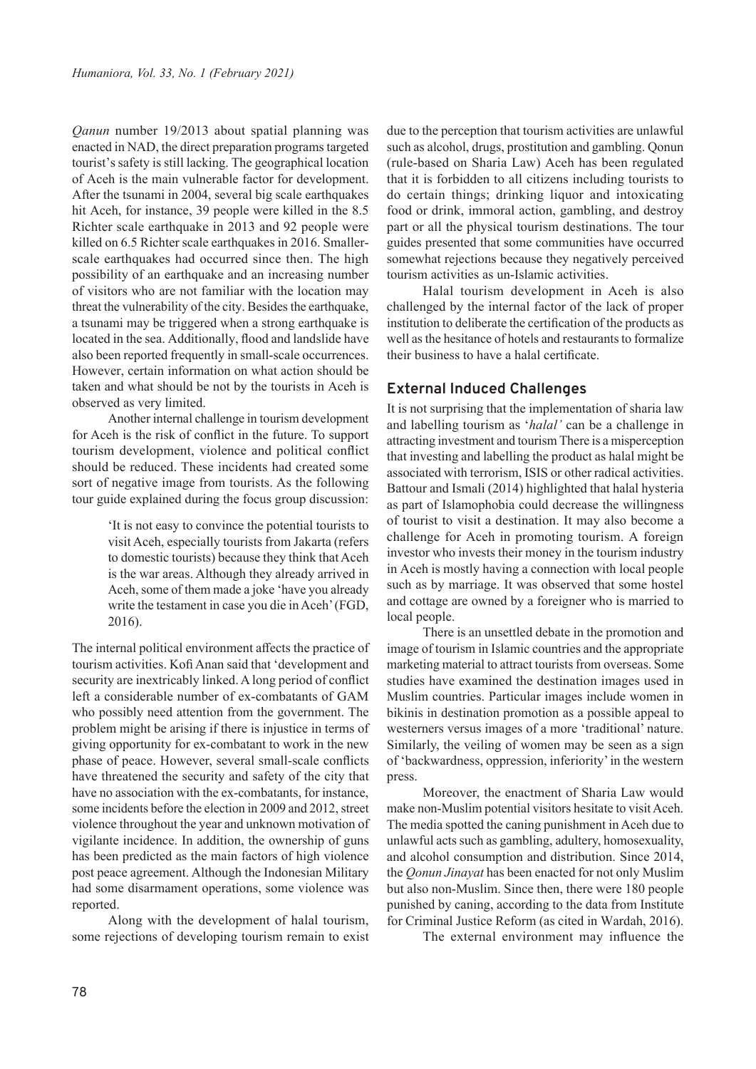*Qanun* number 19/2013 about spatial planning was enacted in NAD, the direct preparation programs targeted tourist's safety is still lacking. The geographical location of Aceh is the main vulnerable factor for development. After the tsunami in 2004, several big scale earthquakes hit Aceh, for instance, 39 people were killed in the 8.5 Richter scale earthquake in 2013 and 92 people were killed on 6.5 Richter scale earthquakes in 2016. Smaller-scale earthquakes had occurred since then. The high possibility of an earthquake and an increasing number of visitors who are not familiar with the location may threat the vulnerability of the city. Besides the earthquake, a tsunami may be triggered when a strong earthquake is located in the sea. Additionally, flood and landslide have also been reported frequently in small-scale occurrences. However, certain information on what action should be taken and what should be not by the tourists in Aceh is observed as very limited.

Another internal challenge in tourism development for Aceh is the risk of conflict in the future. To support tourism development, violence and political conflict should be reduced. These incidents had created some sort of negative image from tourists. As the following tour guide explained during the focus group discussion:

> 'It is not easy to convince the potential tourists to visit Aceh, especially tourists from Jakarta (refers to domestic tourists) because they think that Aceh is the war areas. Although they already arrived in Aceh, some of them made a joke 'have you already write the testament in case you die in Aceh' (FGD, 2016).

The internal political environment affects the practice of tourism activities. Kofi Anan said that 'development and security are inextricably linked. A long period of conflict left a considerable number of ex-combatants of GAM who possibly need attention from the government. The problem might be arising if there is injustice in terms of giving opportunity for ex-combatant to work in the new phase of peace. However, several small-scale conflicts have threatened the security and safety of the city that have no association with the ex-combatants, for instance, some incidents before the election in 2009 and 2012, street violence throughout the year and unknown motivation of vigilante incidence. In addition, the ownership of guns has been predicted as the main factors of high violence post peace agreement. Although the Indonesian Military had some disarmament operations, some violence was reported.

Along with the development of halal tourism, some rejections of developing tourism remain to exist due to the perception that tourism activities are unlawful such as alcohol, drugs, prostitution and gambling. Qonun (rule-based on Sharia Law) Aceh has been regulated that it is forbidden to all citizens including tourists to do certain things; drinking liquor and intoxicating food or drink, immoral action, gambling, and destroy part or all the physical tourism destinations. The tour guides presented that some communities have occurred somewhat rejections because they negatively perceived tourism activities as un-Islamic activities.

Halal tourism development in Aceh is also challenged by the internal factor of the lack of proper institution to deliberate the certification of the products as well as the hesitance of hotels and restaurants to formalize their business to have a halal certificate.

## External Induced Challenges

It is not surprising that the implementation of sharia law and labelling tourism as '*halal'* can be a challenge in attracting investment and tourism There is a misperception that investing and labelling the product as halal might be associated with terrorism, ISIS or other radical activities. Battour and Ismali (2014) highlighted that halal hysteria as part of Islamophobia could decrease the willingness of tourist to visit a destination. It may also become a challenge for Aceh in promoting tourism. A foreign investor who invests their money in the tourism industry in Aceh is mostly having a connection with local people such as by marriage. It was observed that some hostel and cottage are owned by a foreigner who is married to local people.

There is an unsettled debate in the promotion and image of tourism in Islamic countries and the appropriate marketing material to attract tourists from overseas. Some studies have examined the destination images used in Muslim countries. Particular images include women in bikinis in destination promotion as a possible appeal to westerners versus images of a more 'traditional' nature. Similarly, the veiling of women may be seen as a sign of 'backwardness, oppression, inferiority' in the western press.

Moreover, the enactment of Sharia Law would make non-Muslim potential visitors hesitate to visit Aceh. The media spotted the caning punishment in Aceh due to unlawful acts such as gambling, adultery, homosexuality, and alcohol consumption and distribution. Since 2014, the *Qonun Jinayat* has been enacted for not only Muslim but also non-Muslim. Since then, there were 180 people punished by caning, according to the data from Institute for Criminal Justice Reform (as cited in Wardah, 2016).

The external environment may influence the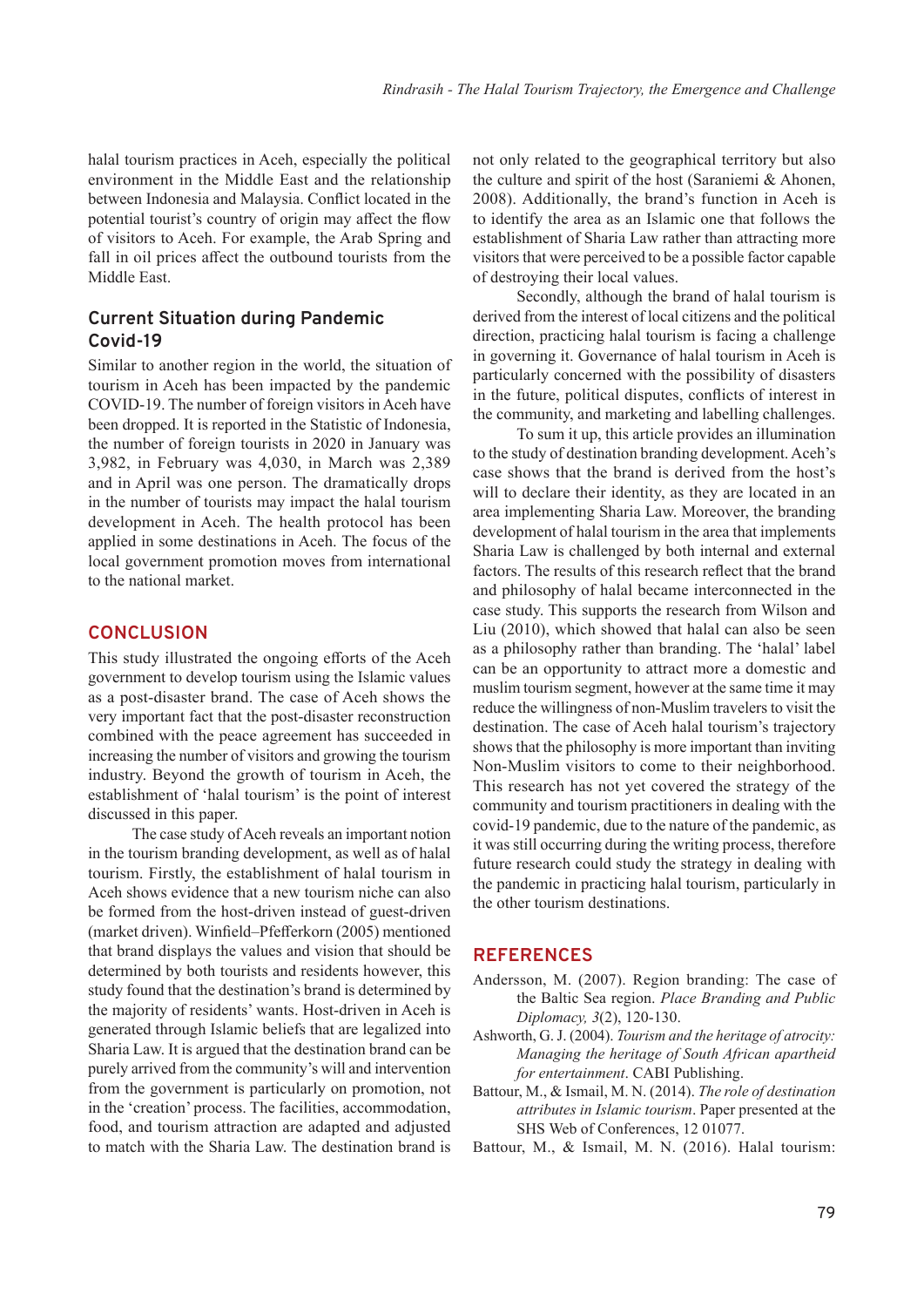halal tourism practices in Aceh, especially the political environment in the Middle East and the relationship between Indonesia and Malaysia. Conflict located in the potential tourist's country of origin may affect the flow of visitors to Aceh. For example, the Arab Spring and fall in oil prices affect the outbound tourists from the Middle East.

### Current Situation during Pandemic Covid-19

Similar to another region in the world, the situation of tourism in Aceh has been impacted by the pandemic COVID-19. The number of foreign visitors in Aceh have been dropped. It is reported in the Statistic of Indonesia, the number of foreign tourists in 2020 in January was 3,982, in February was 4,030, in March was 2,389 and in April was one person. The dramatically drops in the number of tourists may impact the halal tourism development in Aceh. The health protocol has been applied in some destinations in Aceh. The focus of the local government promotion moves from international to the national market.

## CONCLUSION

This study illustrated the ongoing efforts of the Aceh government to develop tourism using the Islamic values as a post-disaster brand. The case of Aceh shows the very important fact that the post-disaster reconstruction combined with the peace agreement has succeeded in increasing the number of visitors and growing the tourism industry. Beyond the growth of tourism in Aceh, the establishment of 'halal tourism' is the point of interest discussed in this paper.

The case study of Aceh reveals an important notion in the tourism branding development, as well as of halal tourism. Firstly, the establishment of halal tourism in Aceh shows evidence that a new tourism niche can also be formed from the host-driven instead of guest-driven (market driven). Winfield–Pfefferkorn (2005) mentioned that brand displays the values and vision that should be determined by both tourists and residents however, this study found that the destination's brand is determined by the majority of residents' wants. Host-driven in Aceh is generated through Islamic beliefs that are legalized into Sharia Law. It is argued that the destination brand can be purely arrived from the community's will and intervention from the government is particularly on promotion, not in the 'creation' process. The facilities, accommodation, food, and tourism attraction are adapted and adjusted to match with the Sharia Law. The destination brand is not only related to the geographical territory but also the culture and spirit of the host (Saraniemi & Ahonen, 2008). Additionally, the brand's function in Aceh is to identify the area as an Islamic one that follows the establishment of Sharia Law rather than attracting more visitors that were perceived to be a possible factor capable of destroying their local values.

Secondly, although the brand of halal tourism is derived from the interest of local citizens and the political direction, practicing halal tourism is facing a challenge in governing it. Governance of halal tourism in Aceh is particularly concerned with the possibility of disasters in the future, political disputes, conflicts of interest in the community, and marketing and labelling challenges.

To sum it up, this article provides an illumination to the study of destination branding development. Aceh's case shows that the brand is derived from the host's will to declare their identity, as they are located in an area implementing Sharia Law. Moreover, the branding development of halal tourism in the area that implements Sharia Law is challenged by both internal and external factors. The results of this research reflect that the brand and philosophy of halal became interconnected in the case study. This supports the research from Wilson and Liu (2010), which showed that halal can also be seen as a philosophy rather than branding. The 'halal' label can be an opportunity to attract more a domestic and muslim tourism segment, however at the same time it may reduce the willingness of non-Muslim travelers to visit the destination. The case of Aceh halal tourism's trajectory shows that the philosophy is more important than inviting Non-Muslim visitors to come to their neighborhood. This research has not yet covered the strategy of the community and tourism practitioners in dealing with the covid-19 pandemic, due to the nature of the pandemic, as it was still occurring during the writing process, therefore future research could study the strategy in dealing with the pandemic in practicing halal tourism, particularly in the other tourism destinations.

## REFERENCES

Andersson, M. (2007). Region branding: The case of the Baltic Sea region. *Place Branding and Public Diplomacy, 3*(2), 120-130.

Ashworth, G. J. (2004). *Tourism and the heritage of atrocity: Managing the heritage of South African apartheid for entertainment*. CABI Publishing.

Battour, M., & Ismail, M. N. (2014). *The role of destination attributes in Islamic tourism*. Paper presented at the SHS Web of Conferences, 12 01077.

Battour, M., & Ismail, M. N. (2016). Halal tourism: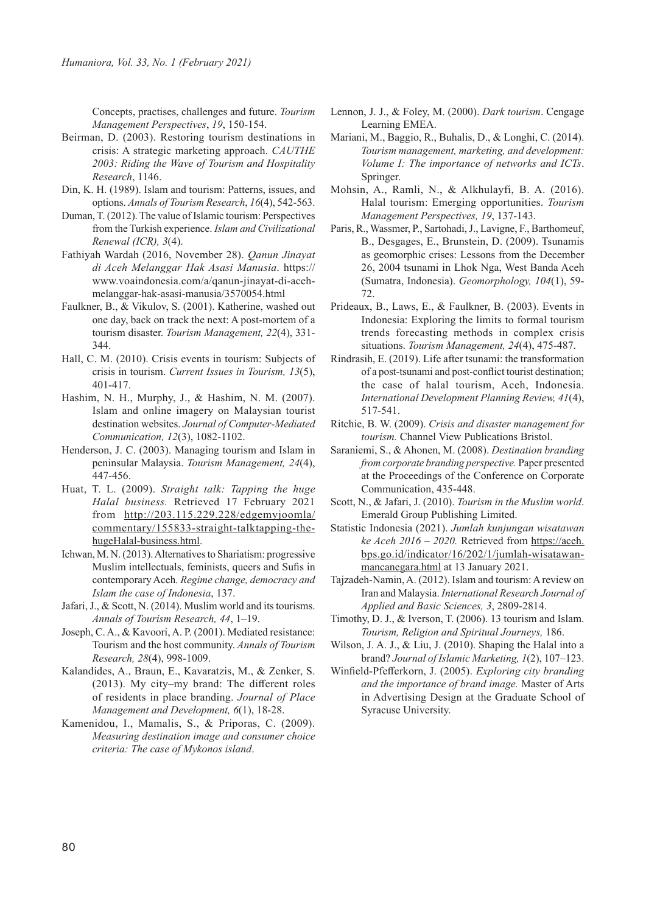Concepts, practises, challenges and future. *Tourism Management Perspectives*, *19*, 150-154.

Beirman, D. (2003). Restoring tourism destinations in crisis: A strategic marketing approach. *CAUTHE 2003: Riding the Wave of Tourism and Hospitality Research*, 1146.

Din, K. H. (1989). Islam and tourism: Patterns, issues, and options. *Annals of Tourism Research*, *16*(4), 542-563.

Duman, T. (2012). The value of Islamic tourism: Perspectives from the Turkish experience. *Islam and Civilizational Renewal (ICR), 3*(4).

Fathiyah Wardah (2016, November 28). *Qanun Jinayat di Aceh Melanggar Hak Asasi Manusia*. https://www.voaindonesia.com/a/qanun-jinayat-di-aceh-melanggar-hak-asasi-manusia/3570054.html

Faulkner, B., & Vikulov, S. (2001). Katherine, washed out one day, back on track the next: A post-mortem of a tourism disaster. *Tourism Management, 22*(4), 331-344.

Hall, C. M. (2010). Crisis events in tourism: Subjects of crisis in tourism. *Current Issues in Tourism, 13*(5), 401-417.

Hashim, N. H., Murphy, J., & Hashim, N. M. (2007). Islam and online imagery on Malaysian tourist destination websites. *Journal of Computer-Mediated Communication, 12*(3), 1082-1102.

Henderson, J. C. (2003). Managing tourism and Islam in peninsular Malaysia. *Tourism Management, 24*(4), 447-456.

Huat, T. L. (2009). *Straight talk: Tapping the huge Halal business.* Retrieved 17 February 2021 from http://203.115.229.228/edgemyjoomla/commentary/155833-straight-talktapping-the-hugeHalal-business.html.

Ichwan, M. N. (2013). Alternatives to Shariatism: progressive Muslim intellectuals, feminists, queers and Sufis in contemporary Aceh*. Regime change, democracy and Islam the case of Indonesia*, 137.

Jafari, J., & Scott, N. (2014). Muslim world and its tourisms. *Annals of Tourism Research, 44*, 1–19.

Joseph, C. A., & Kavoori, A. P. (2001). Mediated resistance: Tourism and the host community. *Annals of Tourism Research, 28*(4), 998-1009.

Kalandides, A., Braun, E., Kavaratzis, M., & Zenker, S. (2013). My city–my brand: The different roles of residents in place branding. *Journal of Place Management and Development, 6*(1), 18-28.

Kamenidou, I., Mamalis, S., & Priporas, C. (2009). *Measuring destination image and consumer choice criteria: The case of Mykonos island*.

Lennon, J. J., & Foley, M. (2000). *Dark tourism*. Cengage Learning EMEA.

Mariani, M., Baggio, R., Buhalis, D., & Longhi, C. (2014). *Tourism management, marketing, and development: Volume I: The importance of networks and ICTs*. Springer.

Mohsin, A., Ramli, N., & Alkhulayfi, B. A. (2016). Halal tourism: Emerging opportunities. *Tourism Management Perspectives, 19*, 137-143.

Paris, R., Wassmer, P., Sartohadi, J., Lavigne, F., Barthomeuf, B., Desgages, E., Brunstein, D. (2009). Tsunamis as geomorphic crises: Lessons from the December 26, 2004 tsunami in Lhok Nga, West Banda Aceh (Sumatra, Indonesia). *Geomorphology, 104*(1), 59-72.

Prideaux, B., Laws, E., & Faulkner, B. (2003). Events in Indonesia: Exploring the limits to formal tourism trends forecasting methods in complex crisis situations. *Tourism Management, 24*(4), 475-487.

Rindrasih, E. (2019). Life after tsunami: the transformation of a post-tsunami and post-conflict tourist destination; the case of halal tourism, Aceh, Indonesia. *International Development Planning Review, 41*(4), 517-541.

Ritchie, B. W. (2009). *Crisis and disaster management for tourism.* Channel View Publications Bristol.

Saraniemi, S., & Ahonen, M. (2008). *Destination branding from corporate branding perspective.* Paper presented at the Proceedings of the Conference on Corporate Communication, 435-448.

Scott, N., & Jafari, J. (2010). *Tourism in the Muslim world*. Emerald Group Publishing Limited.

Statistic Indonesia (2021). *Jumlah kunjungan wisatawan ke Aceh 2016 – 2020.* Retrieved from https://aceh.bps.go.id/indicator/16/202/1/jumlah-wisatawan-mancanegara.html at 13 January 2021.

Tajzadeh-Namin, A. (2012). Islam and tourism: A review on Iran and Malaysia. *International Research Journal of Applied and Basic Sciences, 3*, 2809-2814.

Timothy, D. J., & Iverson, T. (2006). 13 tourism and Islam. *Tourism, Religion and Spiritual Journeys,* 186.

Wilson, J. A. J., & Liu, J. (2010). Shaping the Halal into a brand? *Journal of Islamic Marketing, 1*(2), 107–123.

Winfield-Pfefferkorn, J. (2005). *Exploring city branding and the importance of brand image.* Master of Arts in Advertising Design at the Graduate School of Syracuse University.